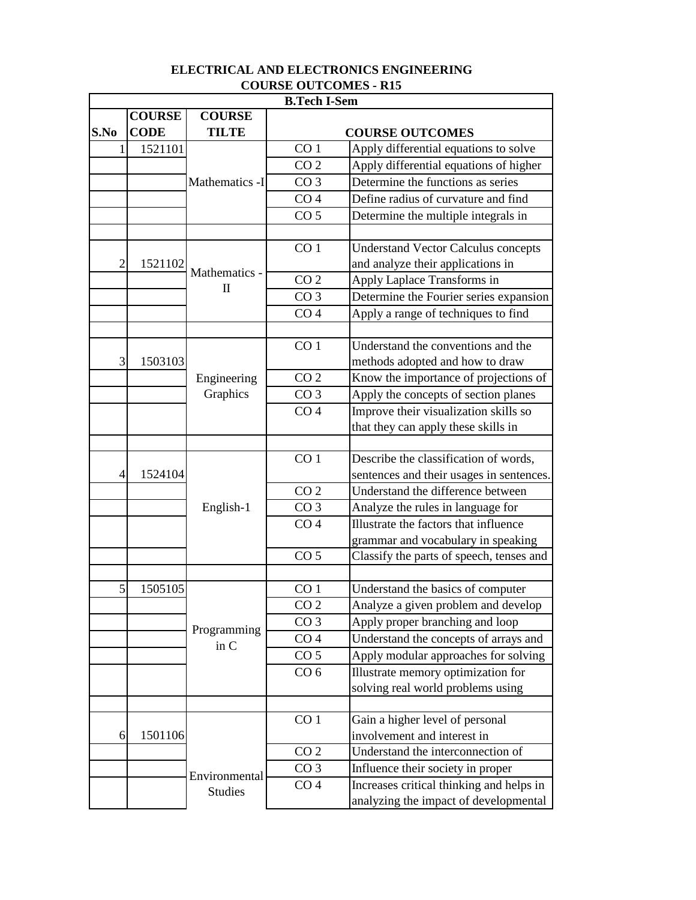**ELECTRICAL AND ELECTRONICS ENGINEERING**
**COURSE OUTCOMES - R15**

| B.Tech I-Sem | | | | |
|---|---|---|---|---|
| **S.No** | **COURSE CODE** | **COURSE TILTE** | **COURSE OUTCOMES** | |
| 1 | 1521101 | Mathematics -I | CO 1 | Apply differential equations to solve |
| | | | CO 2 | Apply differential equations of higher |
| | | | CO 3 | Determine the functions as series |
| | | | CO 4 | Define radius of curvature and find |
| | | | CO 5 | Determine the multiple integrals in |
| | | | | |
| 2 | 1521102 | Mathematics - II | CO 1 | Understand Vector Calculus concepts and analyze their applications in |
| | | | CO 2 | Apply Laplace Transforms in |
| | | | CO 3 | Determine the Fourier series expansion |
| | | | CO 4 | Apply a range of techniques to find |
| | | | | |
| 3 | 1503103 | Engineering Graphics | CO 1 | Understand the conventions and the methods adopted and how to draw |
| | | | CO 2 | Know the importance of projections of |
| | | | CO 3 | Apply the concepts of section planes |
| | | | CO 4 | Improve their visualization skills so that they can apply these skills in |
| | | | | |
| 4 | 1524104 | English-1 | CO 1 | Describe the classification of words, sentences and their usages in sentences. |
| | | | CO 2 | Understand the difference between |
| | | | CO 3 | Analyze the rules in language for |
| | | | CO 4 | Illustrate the factors that influence grammar and vocabulary in speaking |
| | | | CO 5 | Classify the parts of speech, tenses and |
| | | | | |
| 5 | 1505105 | Programming in C | CO 1 | Understand the basics of computer |
| | | | CO 2 | Analyze a given problem and develop |
| | | | CO 3 | Apply proper branching and loop |
| | | | CO 4 | Understand the concepts of arrays and |
| | | | CO 5 | Apply modular approaches for solving |
| | | | CO 6 | Illustrate memory optimization for solving real world problems using |
| | | | | |
| 6 | 1501106 | Environmental Studies | CO 1 | Gain a higher level of personal involvement and interest in |
| | | | CO 2 | Understand the interconnection of |
| | | | CO 3 | Influence their society in proper |
| | | | CO 4 | Increases critical thinking and helps in analyzing the impact of developmental |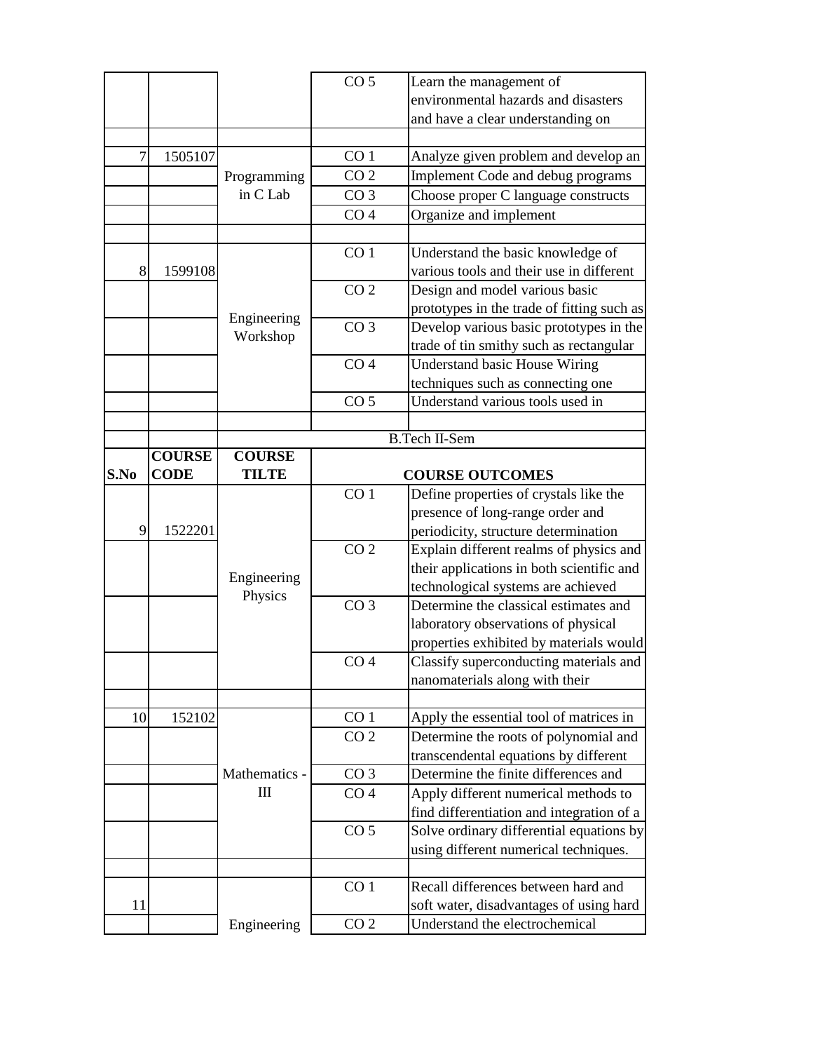| S.No | COURSE CODE | COURSE TILTE | | COURSE OUTCOMES |
|---|---|---|---|---|
| | | | CO 5 | Learn the management of environmental hazards and disasters and have a clear understanding on |
| | | | | |
| 7 | 1505107 | Programming in C Lab | CO 1 | Analyze given problem and develop an |
| | | | CO 2 | Implement Code and debug programs |
| | | | CO 3 | Choose proper C language constructs |
| | | | CO 4 | Organize and implement |
| | | | | |
| 8 | 1599108 | Engineering Workshop | CO 1 | Understand the basic knowledge of various tools and their use in different |
| | | | CO 2 | Design and model various basic prototypes in the trade of fitting such as |
| | | | CO 3 | Develop various basic prototypes in the trade of tin smithy such as rectangular |
| | | | CO 4 | Understand basic House Wiring techniques such as connecting one |
| | | | CO 5 | Understand various tools used in |
| | | | | |
| | | B.Tech II-Sem | | |
| **S.No** | **COURSE CODE** | **COURSE TILTE** | **COURSE OUTCOMES** | |
| 9 | 1522201 | Engineering Physics | CO 1 | Define properties of crystals like the presence of long-range order and periodicity, structure determination |
| | | | CO 2 | Explain different realms of physics and their applications in both scientific and technological systems are achieved |
| | | | CO 3 | Determine the classical estimates and laboratory observations of physical properties exhibited by materials would |
| | | | CO 4 | Classify superconducting materials and nanomaterials along with their |
| | | | | |
| 10 | 152102 | Mathematics - III | CO 1 | Apply the essential tool of matrices in |
| | | | CO 2 | Determine the roots of polynomial and transcendental equations by different |
| | | | CO 3 | Determine the finite differences and |
| | | | CO 4 | Apply different numerical methods to find differentiation and integration of a |
| | | | CO 5 | Solve ordinary differential equations by using different numerical techniques. |
| | | | | |
| 11 | | Engineering | CO 1 | Recall differences between hard and soft water, disadvantages of using hard |
| | | | CO 2 | Understand the electrochemical |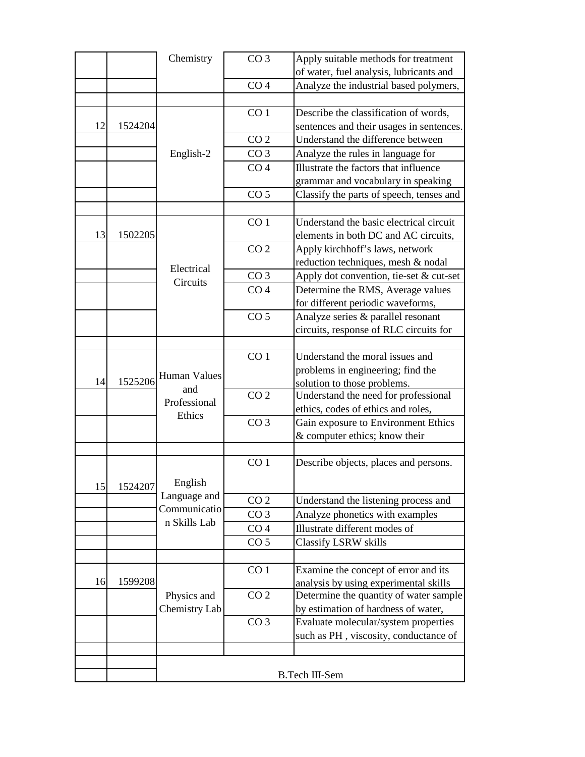| | | | | |
|---|---|---|---|---|
| | | Chemistry | CO 3 | Apply suitable methods for treatment of water, fuel analysis, lubricants and |
| | | | CO 4 | Analyze the industrial based polymers, |
| | | | | |
| 12 | 1524204 | English-2 | CO 1 | Describe the classification of words, sentences and their usages in sentences. |
| | | | CO 2 | Understand the difference between |
| | | | CO 3 | Analyze the rules in language for |
| | | | CO 4 | Illustrate the factors that influence grammar and vocabulary in speaking |
| | | | CO 5 | Classify the parts of speech, tenses and |
| | | | | |
| 13 | 1502205 | Electrical Circuits | CO 1 | Understand the basic electrical circuit elements in both DC and AC circuits, |
| | | | CO 2 | Apply kirchhoff's laws, network reduction techniques, mesh & nodal |
| | | | CO 3 | Apply dot convention, tie-set & cut-set |
| | | | CO 4 | Determine the RMS, Average values for different periodic waveforms, |
| | | | CO 5 | Analyze series & parallel resonant circuits, response of RLC circuits for |
| | | | | |
| 14 | 1525206 | Human Values and Professional Ethics | CO 1 | Understand the moral issues and problems in engineering; find the solution to those problems. |
| | | | CO 2 | Understand the need for professional ethics, codes of ethics and roles, |
| | | | CO 3 | Gain exposure to Environment Ethics & computer ethics; know their |
| | | | | |
| 15 | 1524207 | English Language and Communication Skills Lab | CO 1 | Describe objects, places and persons. |
| | | | CO 2 | Understand the listening process and |
| | | | CO 3 | Analyze phonetics with examples |
| | | | CO 4 | Illustrate different modes of |
| | | | CO 5 | Classify LSRW skills |
| | | | | |
| 16 | 1599208 | Physics and Chemistry Lab | CO 1 | Examine the concept of error and its analysis by using experimental skills |
| | | | CO 2 | Determine the quantity of water sample by estimation of hardness of water, |
| | | | CO 3 | Evaluate molecular/system properties such as PH , viscosity, conductance of |
| | | | | |
| | | | | |
| | | B.Tech III-Sem | | |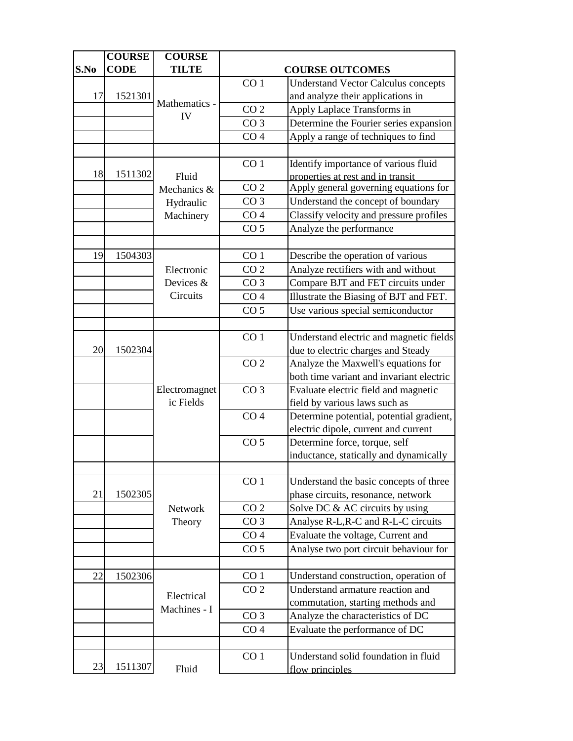| S.No | COURSE CODE | COURSE TILTE | COURSE OUTCOMES | |
|---|---|---|---|---|
| 17 | 1521301 | Mathematics - IV | CO 1 | Understand Vector Calculus concepts and analyze their applications in |
| | | | CO 2 | Apply Laplace Transforms in |
| | | | CO 3 | Determine the Fourier series expansion |
| | | | CO 4 | Apply a range of techniques to find |
| | | | | |
| 18 | 1511302 | Fluid Mechanics & Hydraulic Machinery | CO 1 | Identify importance of various fluid properties at rest and in transit |
| | | | CO 2 | Apply general governing equations for |
| | | | CO 3 | Understand the concept of boundary |
| | | | CO 4 | Classify velocity and pressure profiles |
| | | | CO 5 | Analyze the performance |
| | | | | |
| 19 | 1504303 | Electronic Devices & Circuits | CO 1 | Describe the operation of various |
| | | | CO 2 | Analyze rectifiers with and without |
| | | | CO 3 | Compare BJT and FET circuits under |
| | | | CO 4 | Illustrate the Biasing of BJT and FET. |
| | | | CO 5 | Use various special semiconductor |
| | | | | |
| 20 | 1502304 | Electromagnetic Fields | CO 1 | Understand electric and magnetic fields due to electric charges and Steady |
| | | | CO 2 | Analyze the Maxwell's equations for both time variant and invariant electric |
| | | | CO 3 | Evaluate electric field and magnetic field by various laws such as |
| | | | CO 4 | Determine potential, potential gradient, electric dipole, current and current |
| | | | CO 5 | Determine force, torque, self inductance, statically and dynamically |
| | | | | |
| 21 | 1502305 | Network Theory | CO 1 | Understand the basic concepts of three phase circuits, resonance, network |
| | | | CO 2 | Solve DC & AC circuits by using |
| | | | CO 3 | Analyse R-L,R-C and R-L-C circuits |
| | | | CO 4 | Evaluate the voltage, Current and |
| | | | CO 5 | Analyse two port circuit behaviour for |
| | | | | |
| 22 | 1502306 | Electrical Machines - I | CO 1 | Understand construction, operation of |
| | | | CO 2 | Understand armature reaction and commutation, starting methods and |
| | | | CO 3 | Analyze the characteristics of DC |
| | | | CO 4 | Evaluate the performance of DC |
| | | | | |
| 23 | 1511307 | Fluid | CO 1 | Understand solid foundation in fluid flow principles |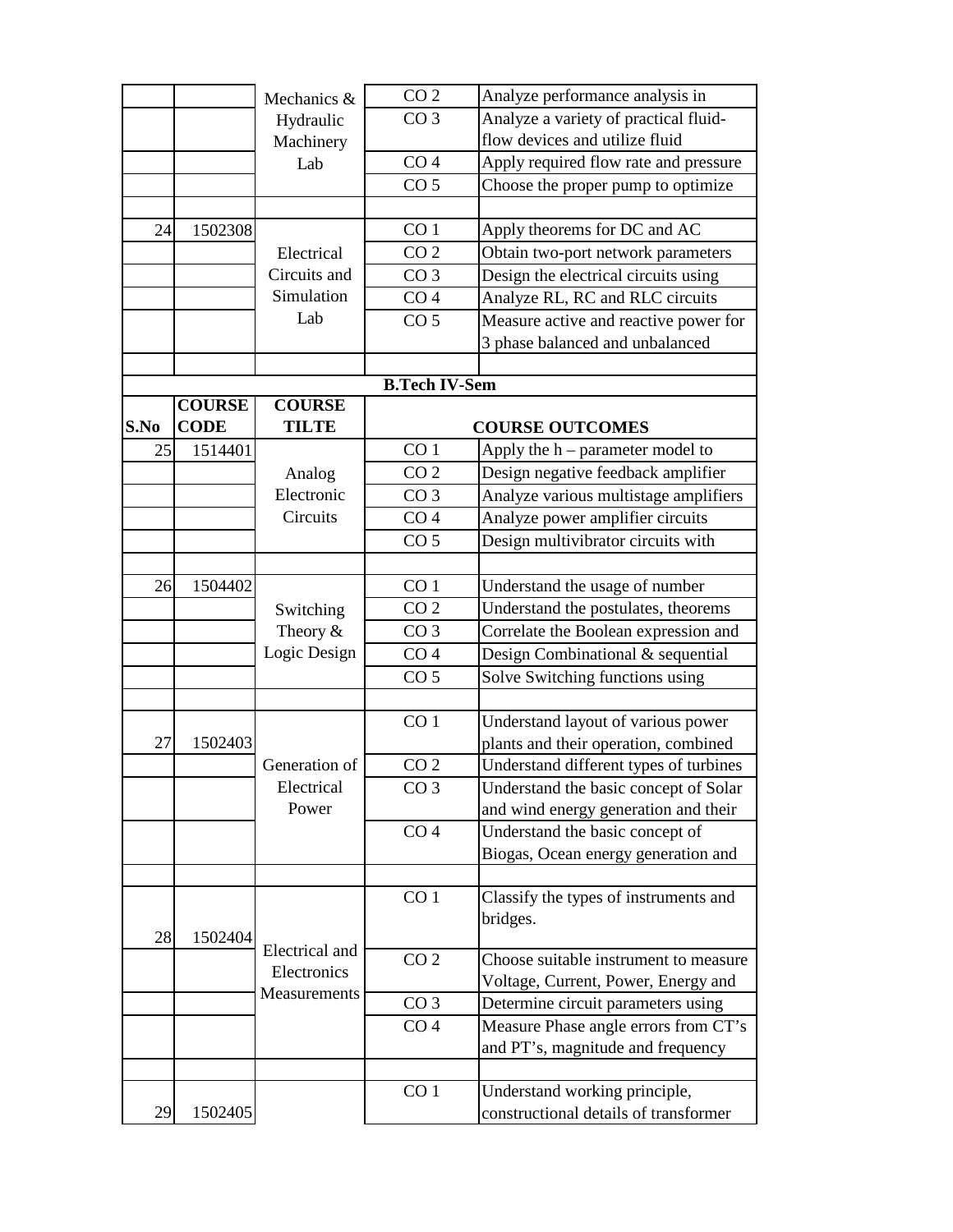| | | Mechanics & Hydraulic Machinery Lab | CO 2 | Analyze performance analysis in |
|---|---|---|---|---|
| | | | CO 3 | Analyze a variety of practical fluid-flow devices and utilize fluid |
| | | | CO 4 | Apply required flow rate and pressure |
| | | | CO 5 | Choose the proper pump to optimize |
| | | | | |
| 24 | 1502308 | Electrical Circuits and Simulation Lab | CO 1 | Apply theorems for DC and AC |
| | | | CO 2 | Obtain two-port network parameters |
| | | | CO 3 | Design the electrical circuits using |
| | | | CO 4 | Analyze RL, RC and RLC circuits |
| | | | CO 5 | Measure active and reactive power for 3 phase balanced and unbalanced |
| | | | | |

**B.Tech IV-Sem**

| S.No | COURSE CODE | COURSE TILTE | COURSE OUTCOMES | |
|---|---|---|---|---|
| 25 | 1514401 | Analog Electronic Circuits | CO 1 | Apply the h – parameter model to |
| | | | CO 2 | Design negative feedback amplifier |
| | | | CO 3 | Analyze various multistage amplifiers |
| | | | CO 4 | Analyze power amplifier circuits |
| | | | CO 5 | Design multivibrator circuits with |
| | | | | |
| 26 | 1504402 | Switching Theory & Logic Design | CO 1 | Understand the usage of number |
| | | | CO 2 | Understand the postulates, theorems |
| | | | CO 3 | Correlate the Boolean expression and |
| | | | CO 4 | Design Combinational & sequential |
| | | | CO 5 | Solve Switching functions using |
| | | | | |
| 27 | 1502403 | Generation of Electrical Power | CO 1 | Understand layout of various power plants and their operation, combined |
| | | | CO 2 | Understand different types of turbines |
| | | | CO 3 | Understand the basic concept of Solar and wind energy generation and their |
| | | | CO 4 | Understand the basic concept of Biogas, Ocean energy generation and |
| | | | | |
| 28 | 1502404 | Electrical and Electronics Measurements | CO 1 | Classify the types of instruments and bridges. |
| | | | CO 2 | Choose suitable instrument to measure Voltage, Current, Power, Energy and |
| | | | CO 3 | Determine circuit parameters using |
| | | | CO 4 | Measure Phase angle errors from CT's and PT's, magnitude and frequency |
| | | | | |
| 29 | 1502405 | | CO 1 | Understand working principle, constructional details of transformer |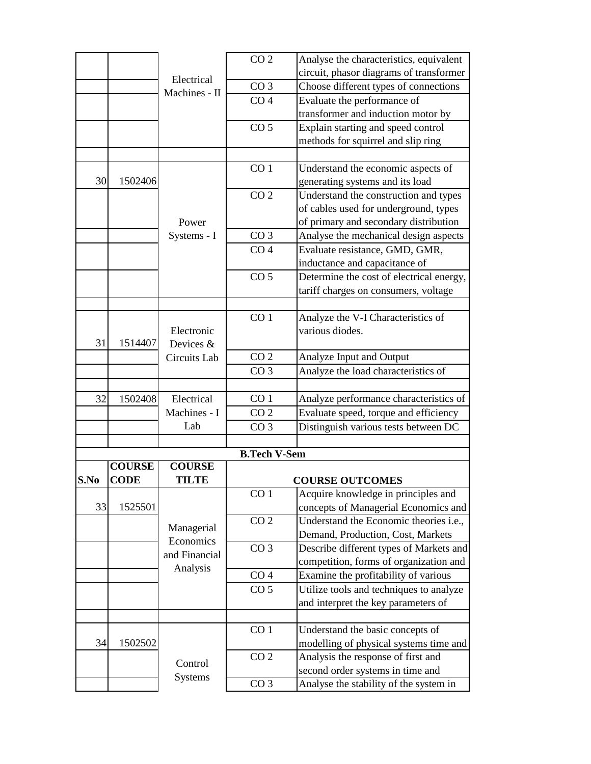| | | | | |
|---|---|---|---|---|
| | | Electrical Machines - II | CO 2 | Analyse the characteristics, equivalent circuit, phasor diagrams of transformer |
| | | | CO 3 | Choose different types of connections |
| | | | CO 4 | Evaluate the performance of transformer and induction motor by |
| | | | CO 5 | Explain starting and speed control methods for squirrel and slip ring |
| | | | | |
| 30 | 1502406 | Power Systems - I | CO 1 | Understand the economic aspects of generating systems and its load |
| | | | CO 2 | Understand the construction and types of cables used for underground, types of primary and secondary distribution |
| | | | CO 3 | Analyse the mechanical design aspects |
| | | | CO 4 | Evaluate resistance, GMD, GMR, inductance and capacitance of |
| | | | CO 5 | Determine the cost of electrical energy, tariff charges on consumers, voltage |
| | | | | |
| 31 | 1514407 | Electronic Devices & Circuits Lab | CO 1 | Analyze the V-I Characteristics of various diodes. |
| | | | CO 2 | Analyze Input and Output |
| | | | CO 3 | Analyze the load characteristics of |
| | | | | |
| 32 | 1502408 | Electrical Machines - I Lab | CO 1 | Analyze performance characteristics of |
| | | | CO 2 | Evaluate speed, torque and efficiency |
| | | | CO 3 | Distinguish various tests between DC |
| | | | | |
| | | | **B.Tech V-Sem** | |
| **S.No** | **COURSE CODE** | **COURSE TILTE** | **COURSE OUTCOMES** | |
| 33 | 1525501 | Managerial Economics and Financial Analysis | CO 1 | Acquire knowledge in principles and concepts of Managerial Economics and |
| | | | CO 2 | Understand the Economic theories i.e., Demand, Production, Cost, Markets |
| | | | CO 3 | Describe different types of Markets and competition, forms of organization and |
| | | | CO 4 | Examine the profitability of various |
| | | | CO 5 | Utilize tools and techniques to analyze and interpret the key parameters of |
| | | | | |
| 34 | 1502502 | Control Systems | CO 1 | Understand the basic concepts of modelling of physical systems time and |
| | | | CO 2 | Analysis the response of first and second order systems in time and |
| | | | CO 3 | Analyse the stability of the system in |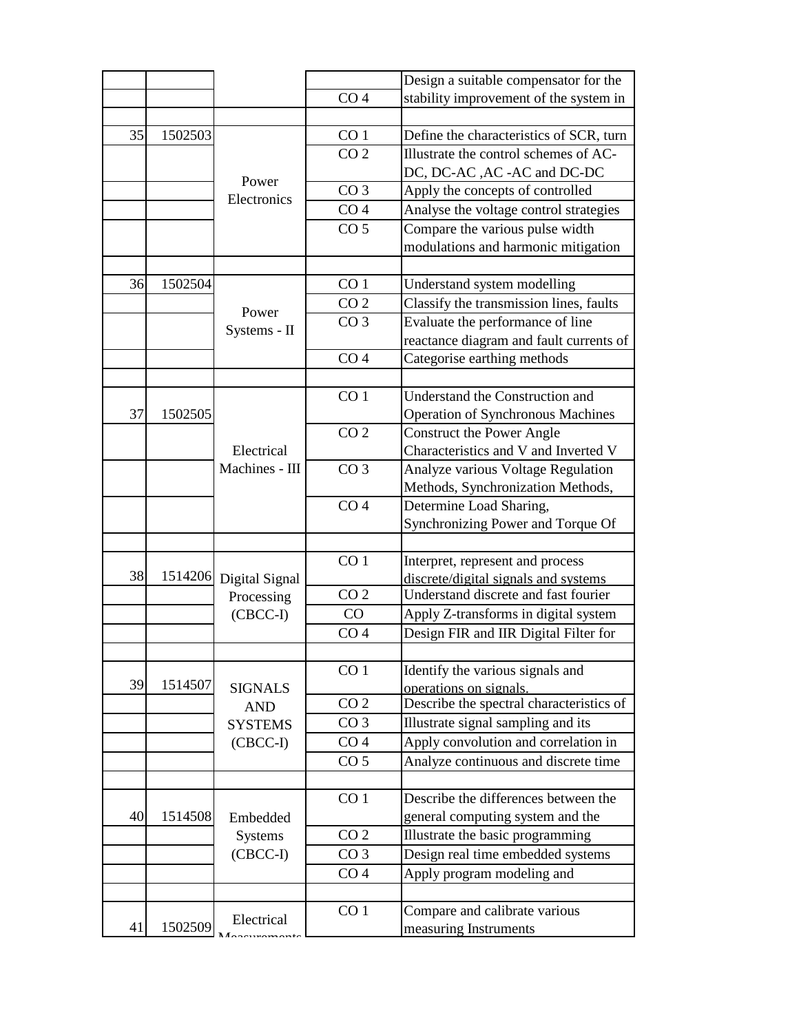| | | | | |
|---|---|---|---|---|
| | | | CO 4 | Design a suitable compensator for the stability improvement of the system in |
| | | | | |
| 35 | 1502503 | Power Electronics | CO 1 | Define the characteristics of SCR, turn |
| | | | CO 2 | Illustrate the control schemes of AC-DC, DC-AC ,AC -AC and DC-DC |
| | | | CO 3 | Apply the concepts of controlled |
| | | | CO 4 | Analyse the voltage control strategies |
| | | | CO 5 | Compare the various pulse width modulations and harmonic mitigation |
| | | | | |
| 36 | 1502504 | Power Systems - II | CO 1 | Understand system modelling |
| | | | CO 2 | Classify the transmission lines, faults |
| | | | CO 3 | Evaluate the performance of line reactance diagram and fault currents of |
| | | | CO 4 | Categorise earthing methods |
| | | | | |
| 37 | 1502505 | Electrical Machines - III | CO 1 | Understand the Construction and Operation of Synchronous Machines |
| | | | CO 2 | Construct the Power Angle Characteristics and V and Inverted V |
| | | | CO 3 | Analyze various Voltage Regulation Methods, Synchronization Methods, |
| | | | CO 4 | Determine Load Sharing, Synchronizing Power and Torque Of |
| | | | | |
| 38 | 1514206 | Digital Signal Processing (CBCC-I) | CO 1 | Interpret, represent and process discrete/digital signals and systems |
| | | | CO 2 | Understand discrete and fast fourier |
| | | | CO | Apply Z-transforms in digital system |
| | | | CO 4 | Design FIR and IIR Digital Filter for |
| | | | | |
| 39 | 1514507 | SIGNALS AND SYSTEMS (CBCC-I) | CO 1 | Identify the various signals and operations on signals. |
| | | | CO 2 | Describe the spectral characteristics of |
| | | | CO 3 | Illustrate signal sampling and its |
| | | | CO 4 | Apply convolution and correlation in |
| | | | CO 5 | Analyze continuous and discrete time |
| | | | | |
| 40 | 1514508 | Embedded Systems (CBCC-I) | CO 1 | Describe the differences between the general computing system and the |
| | | | CO 2 | Illustrate the basic programming |
| | | | CO 3 | Design real time embedded systems |
| | | | CO 4 | Apply program modeling and |
| | | | | |
| 41 | 1502509 | Electrical Measurements | CO 1 | Compare and calibrate various measuring Instruments |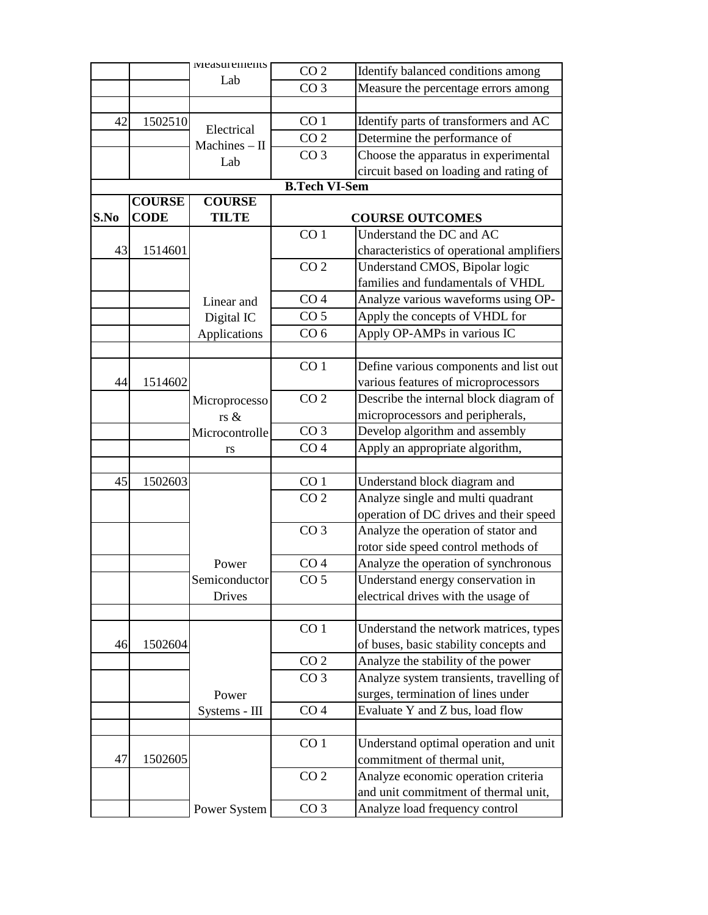| | | Measurements Lab | CO 2 | Identify balanced conditions among |
|---|---|---|---|---|
| | | | CO 3 | Measure the percentage errors among |
| | | | | |
| 42 | 1502510 | Electrical Machines – II Lab | CO 1 | Identify parts of transformers and AC |
| | | | CO 2 | Determine the performance of |
| | | | CO 3 | Choose the apparatus in experimental circuit based on loading and rating of |
| **B.Tech VI-Sem** | | | | |
| **S.No** | **COURSE CODE** | **COURSE TILTE** | **COURSE OUTCOMES** | |
| 43 | 1514601 | Linear and Digital IC Applications | CO 1 | Understand the DC and AC characteristics of operational amplifiers |
| | | | CO 2 | Understand CMOS, Bipolar logic families and fundamentals of VHDL |
| | | | CO 4 | Analyze various waveforms using OP- |
| | | | CO 5 | Apply the concepts of VHDL for |
| | | | CO 6 | Apply OP-AMPs in various IC |
| | | | | |
| 44 | 1514602 | Microprocessors & Microcontrollers | CO 1 | Define various components and list out various features of microprocessors |
| | | | CO 2 | Describe the internal block diagram of microprocessors and peripherals, |
| | | | CO 3 | Develop algorithm and assembly |
| | | | CO 4 | Apply an appropriate algorithm, |
| | | | | |
| 45 | 1502603 | Power Semiconductor Drives | CO 1 | Understand block diagram and |
| | | | CO 2 | Analyze single and multi quadrant operation of DC drives and their speed |
| | | | CO 3 | Analyze the operation of stator and rotor side speed control methods of |
| | | | CO 4 | Analyze the operation of synchronous |
| | | | CO 5 | Understand energy conservation in electrical drives with the usage of |
| | | | | |
| 46 | 1502604 | Power Systems - III | CO 1 | Understand the network matrices, types of buses, basic stability concepts and |
| | | | CO 2 | Analyze the stability of the power |
| | | | CO 3 | Analyze system transients, travelling of surges, termination of lines under |
| | | | CO 4 | Evaluate Y and Z bus, load flow |
| | | | | |
| 47 | 1502605 | Power System | CO 1 | Understand optimal operation and unit commitment of thermal unit, |
| | | | CO 2 | Analyze economic operation criteria and unit commitment of thermal unit, |
| | | | CO 3 | Analyze load frequency control |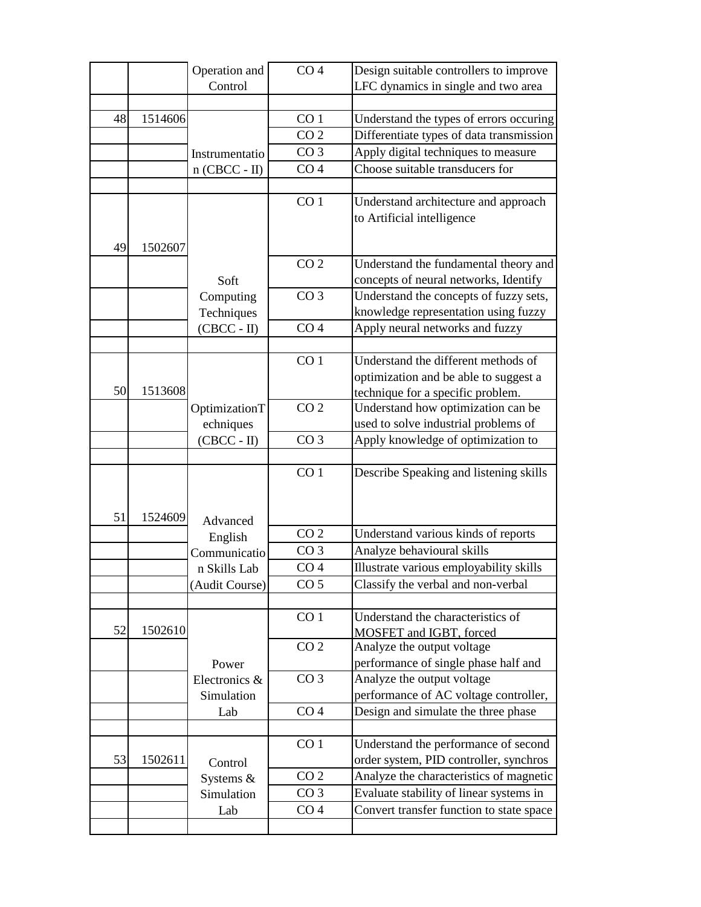| | | | | |
|---|---|---|---|---|
| | | Operation and Control | CO 4 | Design suitable controllers to improve LFC dynamics in single and two area |
| | | | | |
| 48 | 1514606 | Instrumentation (CBCC - II) | CO 1 | Understand the types of errors occuring |
| | | | CO 2 | Differentiate types of data transmission |
| | | | CO 3 | Apply digital techniques to measure |
| | | | CO 4 | Choose suitable transducers for |
| | | | | |
| 49 | 1502607 | Soft Computing Techniques (CBCC - II) | CO 1 | Understand architecture and approach to Artificial intelligence |
| | | | CO 2 | Understand the fundamental theory and concepts of neural networks, Identify |
| | | | CO 3 | Understand the concepts of fuzzy sets, knowledge representation using fuzzy |
| | | | CO 4 | Apply neural networks and fuzzy |
| | | | | |
| 50 | 1513608 | OptimizationTechniques (CBCC - II) | CO 1 | Understand the different methods of optimization and be able to suggest a technique for a specific problem. |
| | | | CO 2 | Understand how optimization can be used to solve industrial problems of |
| | | | CO 3 | Apply knowledge of optimization to |
| | | | | |
| 51 | 1524609 | Advanced English Communication Skills Lab (Audit Course) | CO 1 | Describe Speaking and listening skills |
| | | | CO 2 | Understand various kinds of reports |
| | | | CO 3 | Analyze behavioural skills |
| | | | CO 4 | Illustrate various employability skills |
| | | | CO 5 | Classify the verbal and non-verbal |
| | | | | |
| 52 | 1502610 | Power Electronics & Simulation Lab | CO 1 | Understand the characteristics of MOSFET and IGBT, forced |
| | | | CO 2 | Analyze the output voltage performance of single phase half and |
| | | | CO 3 | Analyze the output voltage performance of AC voltage controller, |
| | | | CO 4 | Design and simulate the three phase |
| | | | | |
| 53 | 1502611 | Control Systems & Simulation Lab | CO 1 | Understand the performance of second order system, PID controller, synchros |
| | | | CO 2 | Analyze the characteristics of magnetic |
| | | | CO 3 | Evaluate stability of linear systems in |
| | | | CO 4 | Convert transfer function to state space |
| | | | | |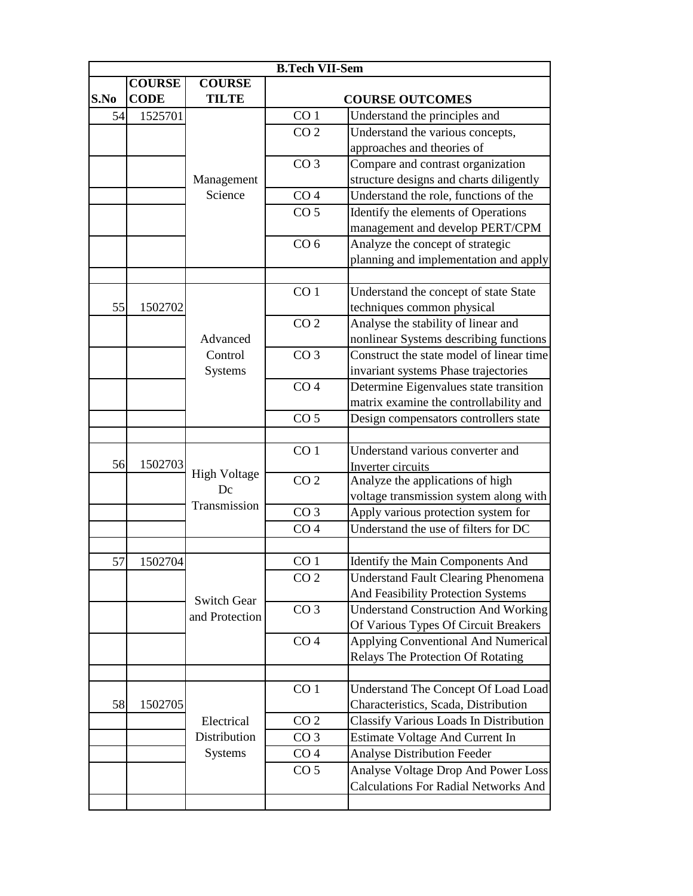| B.Tech VII-Sem | | | | |
|---|---|---|---|---|
| **S.No** | **COURSE CODE** | **COURSE TILTE** | **COURSE OUTCOMES** | |
| 54 | 1525701 | Management Science | CO 1 | Understand the principles and |
| | | | CO 2 | Understand the various concepts, approaches and theories of |
| | | | CO 3 | Compare and contrast organization structure designs and charts diligently |
| | | | CO 4 | Understand the role, functions of the |
| | | | CO 5 | Identify the elements of Operations management and develop PERT/CPM |
| | | | CO 6 | Analyze the concept of strategic planning and implementation and apply |
| | | | | |
| 55 | 1502702 | Advanced Control Systems | CO 1 | Understand the concept of state State techniques common physical |
| | | | CO 2 | Analyse the stability of linear and nonlinear Systems describing functions |
| | | | CO 3 | Construct the state model of linear time invariant systems Phase trajectories |
| | | | CO 4 | Determine Eigenvalues state transition matrix examine the controllability and |
| | | | CO 5 | Design compensators controllers state |
| | | | | |
| 56 | 1502703 | High Voltage Dc Transmission | CO 1 | Understand various converter and Inverter circuits |
| | | | CO 2 | Analyze the applications of high voltage transmission system along with |
| | | | CO 3 | Apply various protection system for |
| | | | CO 4 | Understand the use of filters for DC |
| | | | | |
| 57 | 1502704 | Switch Gear and Protection | CO 1 | Identify the Main Components And |
| | | | CO 2 | Understand Fault Clearing Phenomena And Feasibility Protection Systems |
| | | | CO 3 | Understand Construction And Working Of Various Types Of Circuit Breakers |
| | | | CO 4 | Applying Conventional And Numerical Relays The Protection Of Rotating |
| | | | | |
| 58 | 1502705 | Electrical Distribution Systems | CO 1 | Understand The Concept Of Load Load Characteristics, Scada, Distribution |
| | | | CO 2 | Classify Various Loads In Distribution |
| | | | CO 3 | Estimate Voltage And Current In |
| | | | CO 4 | Analyse Distribution Feeder |
| | | | CO 5 | Analyse Voltage Drop And Power Loss Calculations For Radial Networks And |
| | | | | |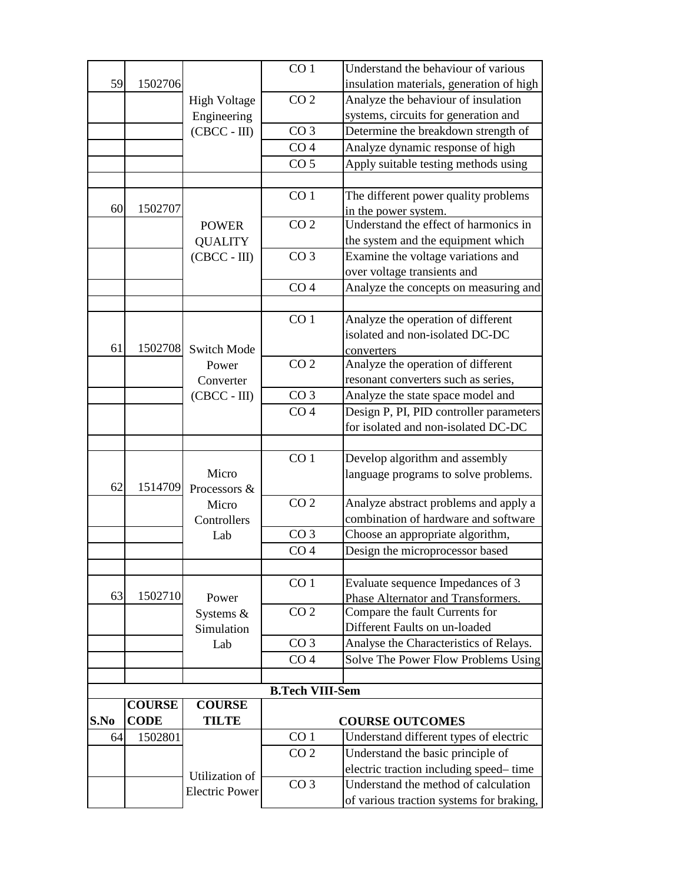| | | | | |
|---|---|---|---|---|
| 59 | 1502706 | High Voltage Engineering (CBCC - III) | CO 1 | Understand the behaviour of various insulation materials, generation of high |
| | | | CO 2 | Analyze the behaviour of insulation systems, circuits for generation and |
| | | | CO 3 | Determine the breakdown strength of |
| | | | CO 4 | Analyze dynamic response of high |
| | | | CO 5 | Apply suitable testing methods using |
| | | | | |
| 60 | 1502707 | POWER QUALITY (CBCC - III) | CO 1 | The different power quality problems in the power system. |
| | | | CO 2 | Understand the effect of harmonics in the system and the equipment which |
| | | | CO 3 | Examine the voltage variations and over voltage transients and |
| | | | CO 4 | Analyze the concepts on measuring and |
| | | | | |
| 61 | 1502708 | Switch Mode Power Converter (CBCC - III) | CO 1 | Analyze the operation of different isolated and non-isolated DC-DC converters |
| | | | CO 2 | Analyze the operation of different resonant converters such as series, |
| | | | CO 3 | Analyze the state space model and |
| | | | CO 4 | Design P, PI, PID controller parameters for isolated and non-isolated DC-DC |
| | | | | |
| 62 | 1514709 | Micro Processors & Micro Controllers Lab | CO 1 | Develop algorithm and assembly language programs to solve problems. |
| | | | CO 2 | Analyze abstract problems and apply a combination of hardware and software |
| | | | CO 3 | Choose an appropriate algorithm, |
| | | | CO 4 | Design the microprocessor based |
| | | | | |
| 63 | 1502710 | Power Systems & Simulation Lab | CO 1 | Evaluate sequence Impedances of 3 Phase Alternator and Transformers. |
| | | | CO 2 | Compare the fault Currents for Different Faults on un-loaded |
| | | | CO 3 | Analyse the Characteristics of Relays. |
| | | | CO 4 | Solve The Power Flow Problems Using |
| | | | | |
| **B.Tech VIII-Sem** | | | | |
| **S.No** | **COURSE CODE** | **COURSE TILTE** | **COURSE OUTCOMES** | |
| 64 | 1502801 | Utilization of Electric Power | CO 1 | Understand different types of electric |
| | | | CO 2 | Understand the basic principle of electric traction including speed– time |
| | | | CO 3 | Understand the method of calculation of various traction systems for braking, |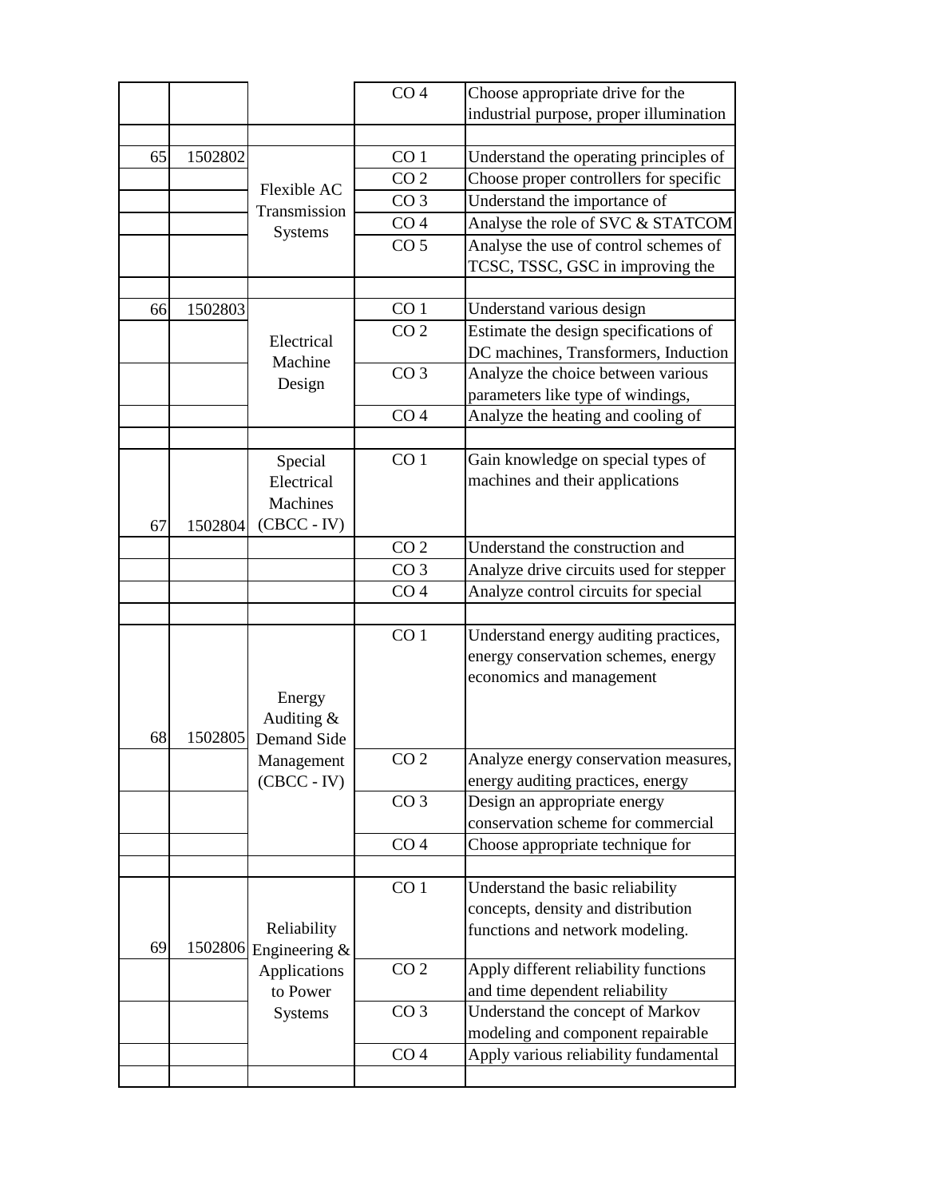| | | | | |
|---|---|---|---|---|
| | | | CO 4 | Choose appropriate drive for the industrial purpose, proper illumination |
| | | | | |
| 65 | 1502802 | Flexible AC Transmission Systems | CO 1 | Understand the operating principles of |
| | | | CO 2 | Choose proper controllers for specific |
| | | | CO 3 | Understand the importance of |
| | | | CO 4 | Analyse the role of SVC & STATCOM |
| | | | CO 5 | Analyse the use of control schemes of TCSC, TSSC, GSC in improving the |
| | | | | |
| 66 | 1502803 | Electrical Machine Design | CO 1 | Understand various design |
| | | | CO 2 | Estimate the design specifications of DC machines, Transformers, Induction |
| | | | CO 3 | Analyze the choice between various parameters like type of windings, |
| | | | CO 4 | Analyze the heating and cooling of |
| | | | | |
| 67 | 1502804 | Special Electrical Machines (CBCC - IV) | CO 1 | Gain knowledge on special types of machines and their applications |
| | | | CO 2 | Understand the construction and |
| | | | CO 3 | Analyze drive circuits used for stepper |
| | | | CO 4 | Analyze control circuits for special |
| | | | | |
| 68 | 1502805 | Energy Auditing & Demand Side Management (CBCC - IV) | CO 1 | Understand energy auditing practices, energy conservation schemes, energy economics and management |
| | | | CO 2 | Analyze energy conservation measures, energy auditing practices, energy |
| | | | CO 3 | Design an appropriate energy conservation scheme for commercial |
| | | | CO 4 | Choose appropriate technique for |
| | | | | |
| 69 | 1502806 | Reliability Engineering & Applications to Power Systems | CO 1 | Understand the basic reliability concepts, density and distribution functions and network modeling. |
| | | | CO 2 | Apply different reliability functions and time dependent reliability |
| | | | CO 3 | Understand the concept of Markov modeling and component repairable |
| | | | CO 4 | Apply various reliability fundamental |
| | | | | |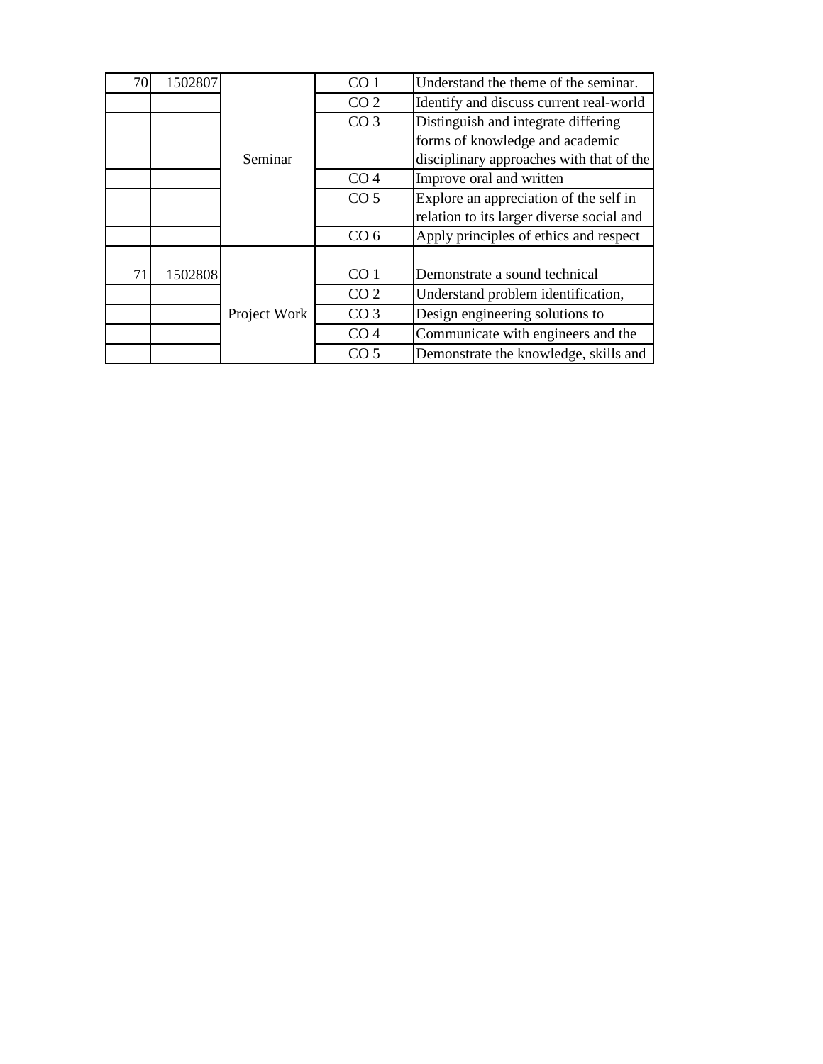| | | | | |
|---|---|---|---|---|
| 70 | 1502807 | Seminar | CO 1 | Understand the theme of the seminar. |
| | | | CO 2 | Identify and discuss current real-world |
| | | | CO 3 | Distinguish and integrate differing forms of knowledge and academic disciplinary approaches with that of the |
| | | | CO 4 | Improve oral and written |
| | | | CO 5 | Explore an appreciation of the self in relation to its larger diverse social and |
| | | | CO 6 | Apply principles of ethics and respect |
| | | | | |
| 71 | 1502808 | Project Work | CO 1 | Demonstrate a sound technical |
| | | | CO 2 | Understand problem identification, |
| | | | CO 3 | Design engineering solutions to |
| | | | CO 4 | Communicate with engineers and the |
| | | | CO 5 | Demonstrate the knowledge, skills and |